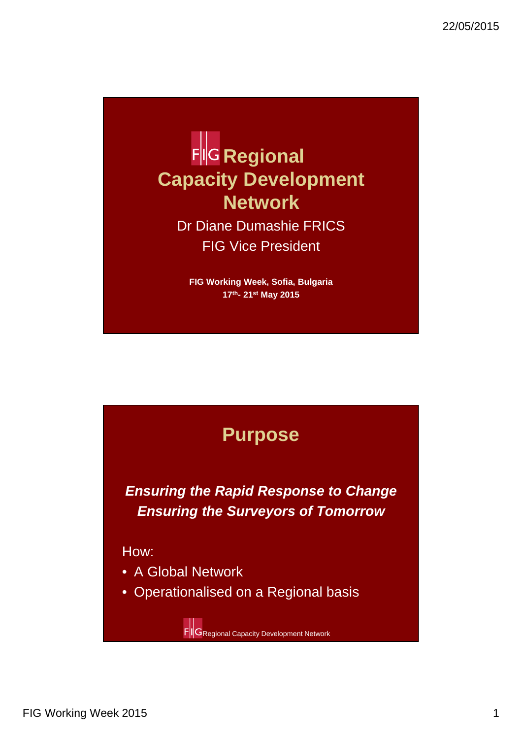# FIG Regional Capacity Development Network

Dr Diane Dumashie FRICS

FIG Vice President

**FIG Working Week, Sofia, Bulgaria**

**17th- 21st May 2015**

## Purpose

***Ensuring the Rapid Response to Change***

***Ensuring the Surveyors of Tomorrow***

How:

- A Global Network
- Operationalised on a Regional basis

FIG Regional Capacity Development Network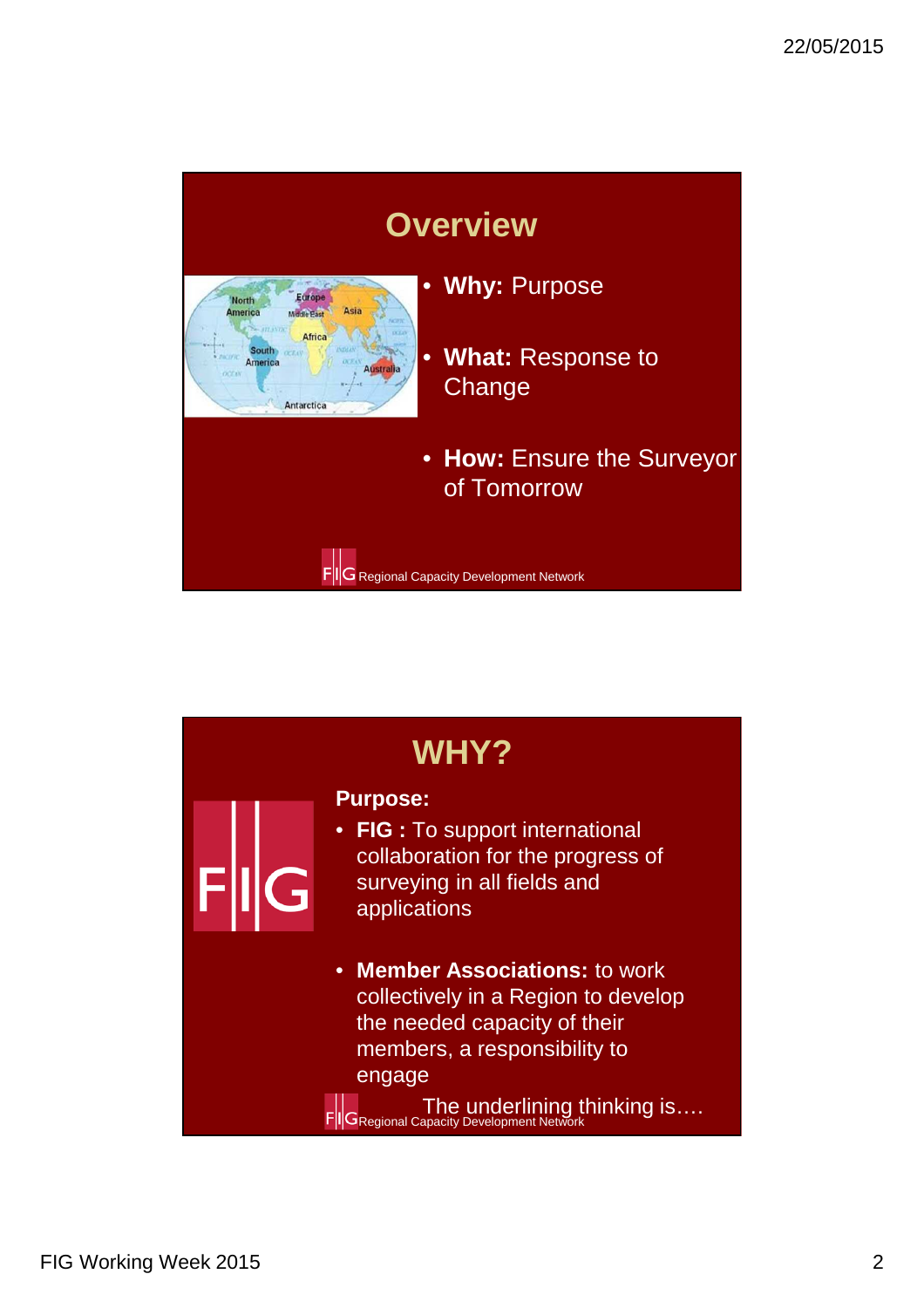## Overview

- **Why:** Purpose
- **What:** Response to Change
- **How:** Ensure the Surveyor of Tomorrow

FIG Regional Capacity Development Network

## WHY?

**Purpose:**

- **FIG :** To support international collaboration for the progress of surveying in all fields and applications
- **Member Associations:** to work collectively in a Region to develop the needed capacity of their members, a responsibility to engage

The underlining thinking is….

FIG Regional Capacity Development Network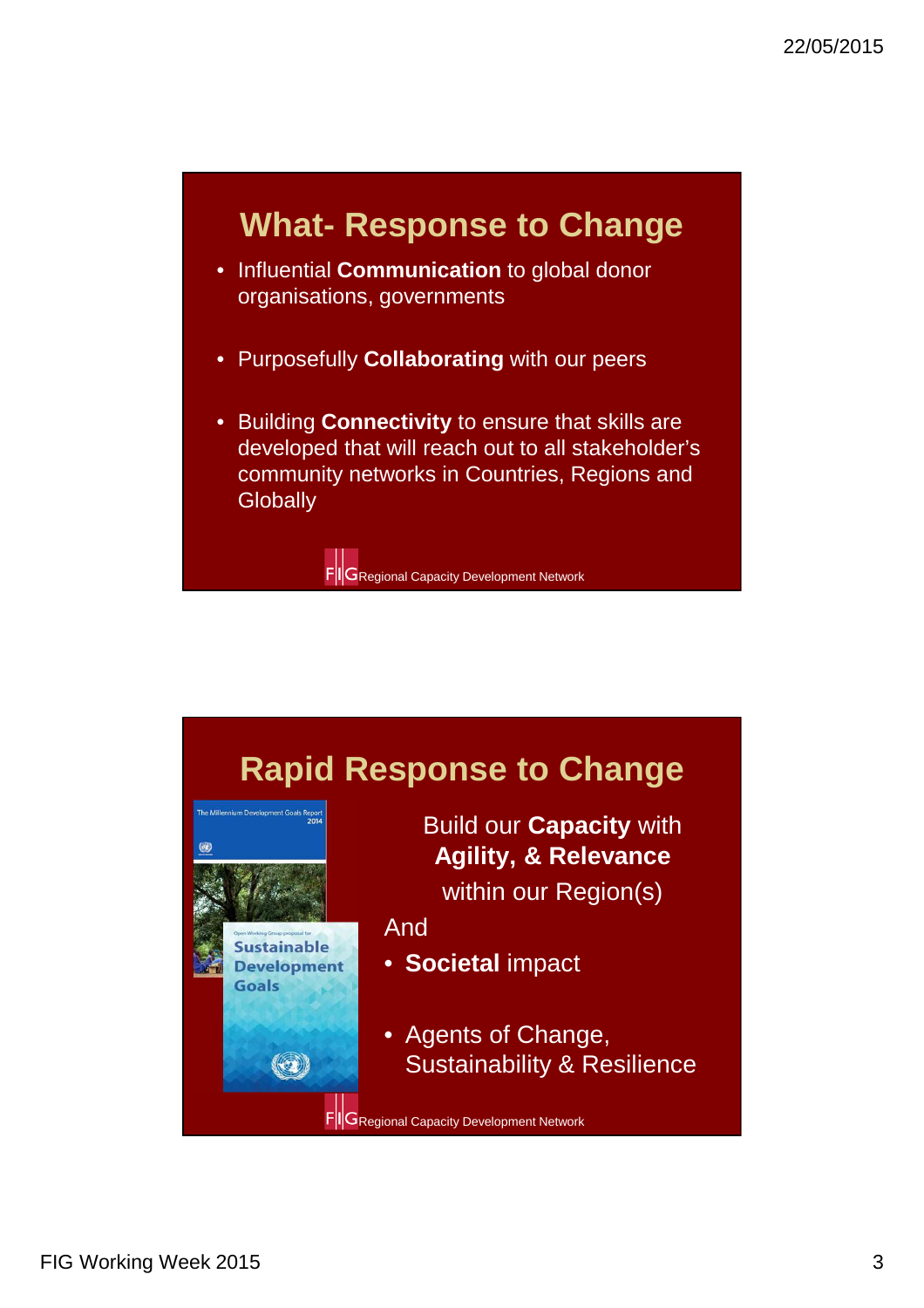## What- Response to Change

- Influential **Communication** to global donor organisations, governments
- Purposefully **Collaborating** with our peers
- Building **Connectivity** to ensure that skills are developed that will reach out to all stakeholder's community networks in Countries, Regions and Globally

FIG Regional Capacity Development Network

## Rapid Response to Change

The Millennium Development Goals Report 2014

Open Working Group proposal for Sustainable Development Goals

Build our **Capacity** with **Agility, & Relevance** within our Region(s)

And

- **Societal** impact
- Agents of Change, Sustainability & Resilience

FIG Regional Capacity Development Network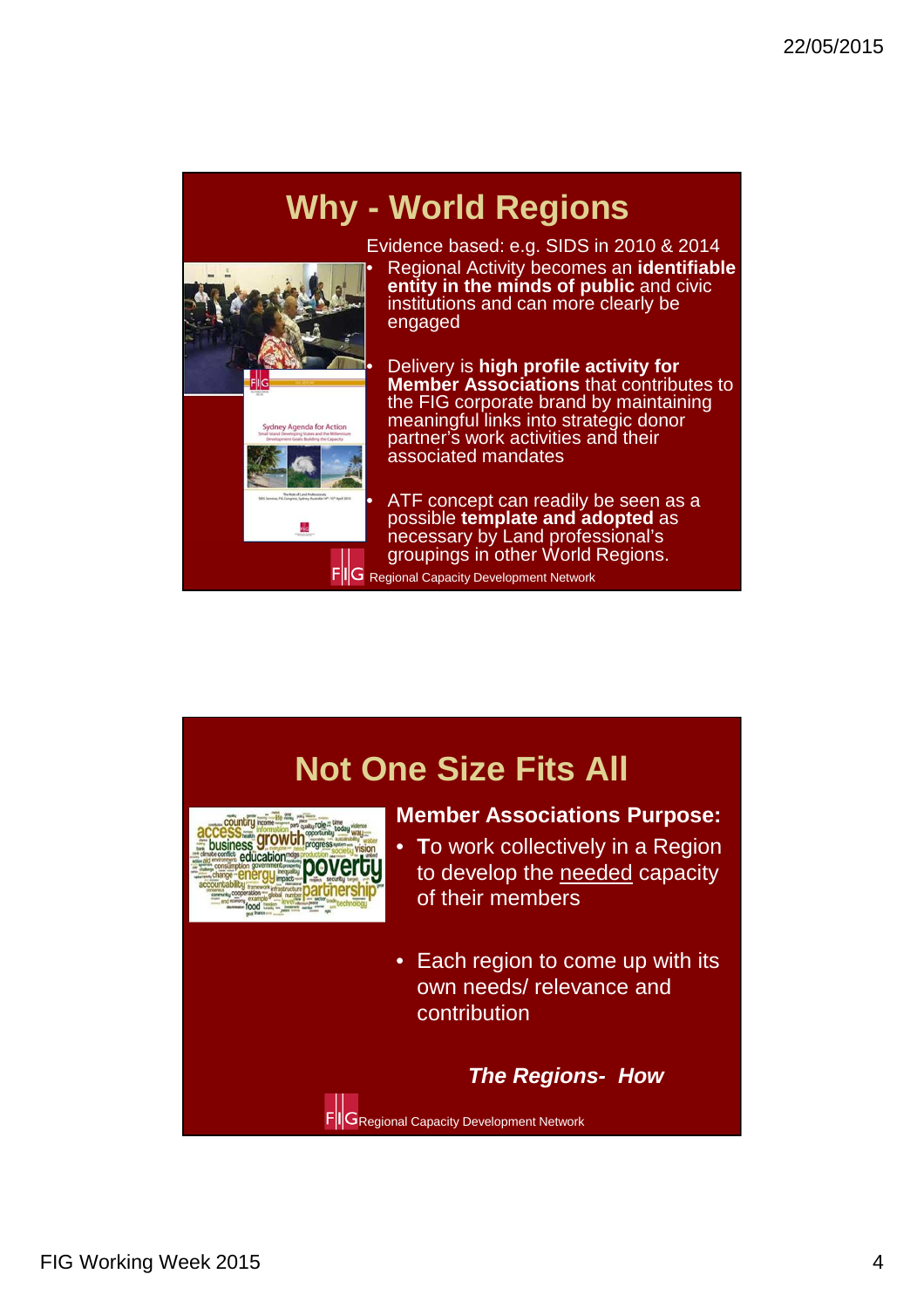## Why - World Regions

Evidence based: e.g. SIDS in 2010 & 2014

- Regional Activity becomes an **identifiable entity in the minds of public** and civic institutions and can more clearly be engaged
- Delivery is **high profile activity for Member Associations** that contributes to the FIG corporate brand by maintaining meaningful links into strategic donor partner's work activities and their associated mandates
- ATF concept can readily be seen as a possible **template and adopted** as necessary by Land professional's groupings in other World Regions.

FIG Regional Capacity Development Network

## Not One Size Fits All

**Member Associations Purpose:**

- **T**o work collectively in a Region to develop the needed capacity of their members
- Each region to come up with its own needs/ relevance and contribution

***The Regions- How***

FIG Regional Capacity Development Network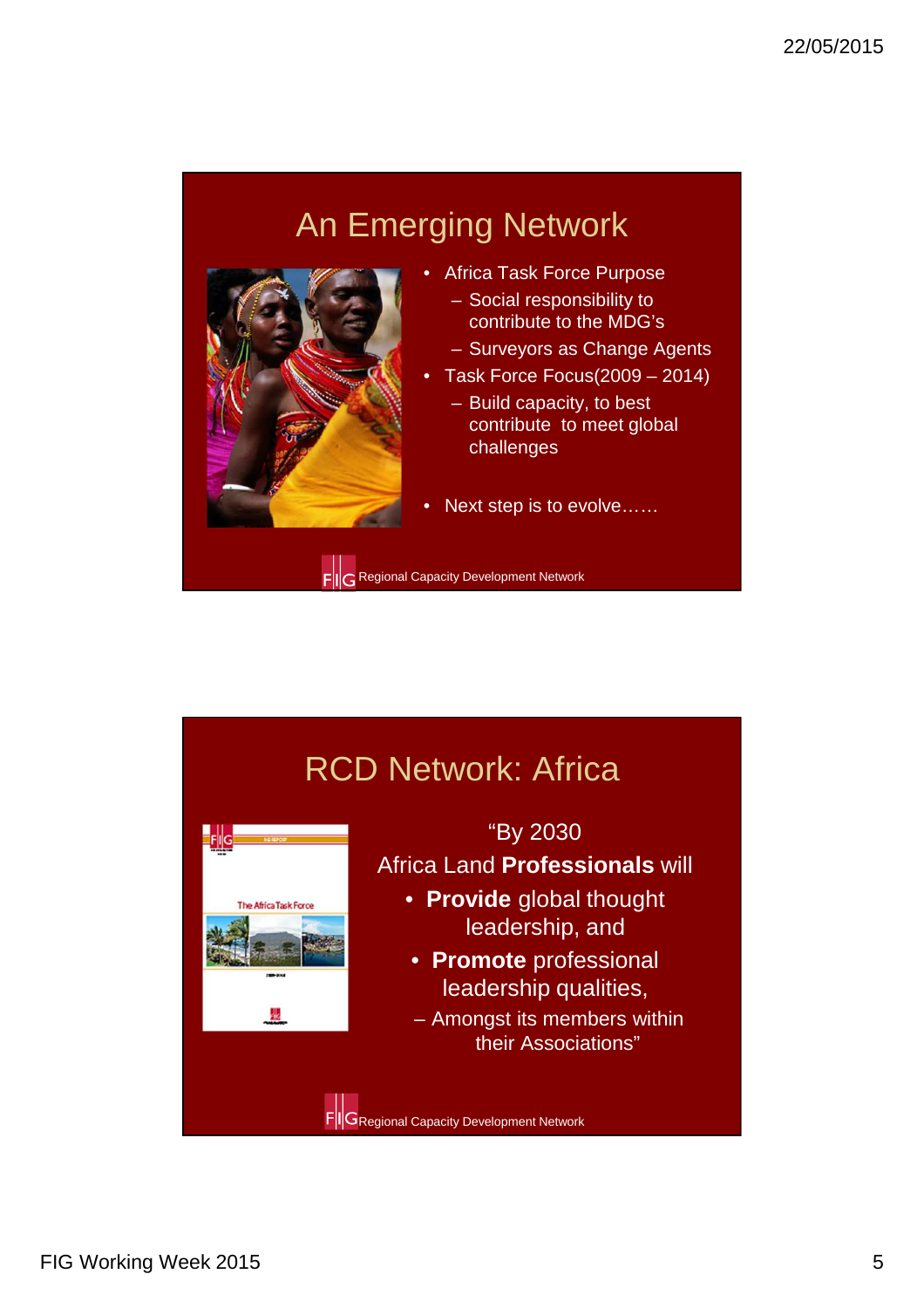## An Emerging Network

- Africa Task Force Purpose
  - Social responsibility to contribute to the MDG's
  - Surveyors as Change Agents
- Task Force Focus(2009 – 2014)
  - Build capacity, to best contribute to meet global challenges
- Next step is to evolve……

FIG Regional Capacity Development Network

## RCD Network: Africa

"By 2030

Africa Land **Professionals** will

- **Provide** global thought leadership, and
- **Promote** professional leadership qualities,
  - Amongst its members within their Associations"

FIG Regional Capacity Development Network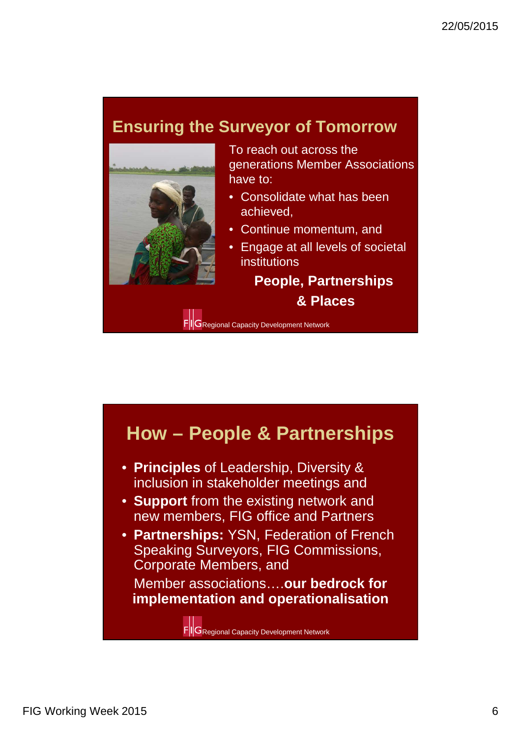## Ensuring the Surveyor of Tomorrow

To reach out across the generations Member Associations have to:

- Consolidate what has been achieved,
- Continue momentum, and
- Engage at all levels of societal institutions

**People, Partnerships & Places**

FIG Regional Capacity Development Network

## How – People & Partnerships

- **Principles** of Leadership, Diversity & inclusion in stakeholder meetings and
- **Support** from the existing network and new members, FIG office and Partners
- **Partnerships:** YSN, Federation of French Speaking Surveyors, FIG Commissions, Corporate Members, and

Member associations….**our bedrock for implementation and operationalisation**

FIG Regional Capacity Development Network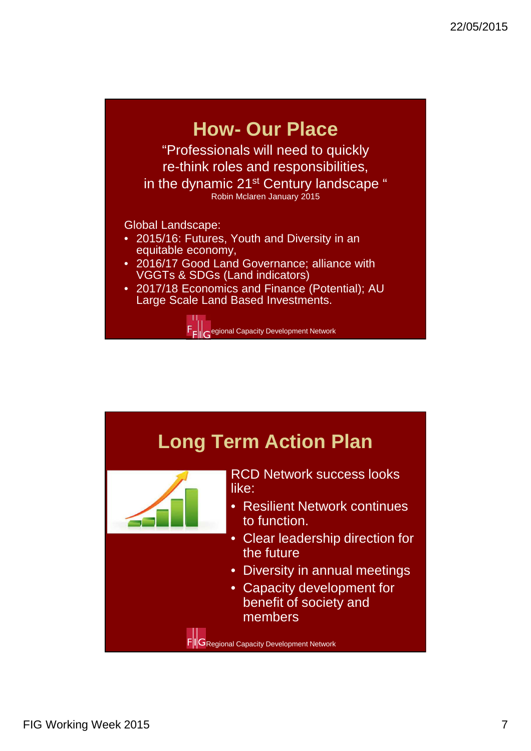## How- Our Place

"Professionals will need to quickly re-think roles and responsibilities, in the dynamic 21st Century landscape "

Robin Mclaren January 2015

Global Landscape:

- 2015/16: Futures, Youth and Diversity in an equitable economy,
- 2016/17 Good Land Governance; alliance with VGGTs & SDGs (Land indicators)
- 2017/18 Economics and Finance (Potential); AU Large Scale Land Based Investments.

FIG Regional Capacity Development Network

## Long Term Action Plan

RCD Network success looks like:

- Resilient Network continues to function.
- Clear leadership direction for the future
- Diversity in annual meetings
- Capacity development for benefit of society and members

FIG Regional Capacity Development Network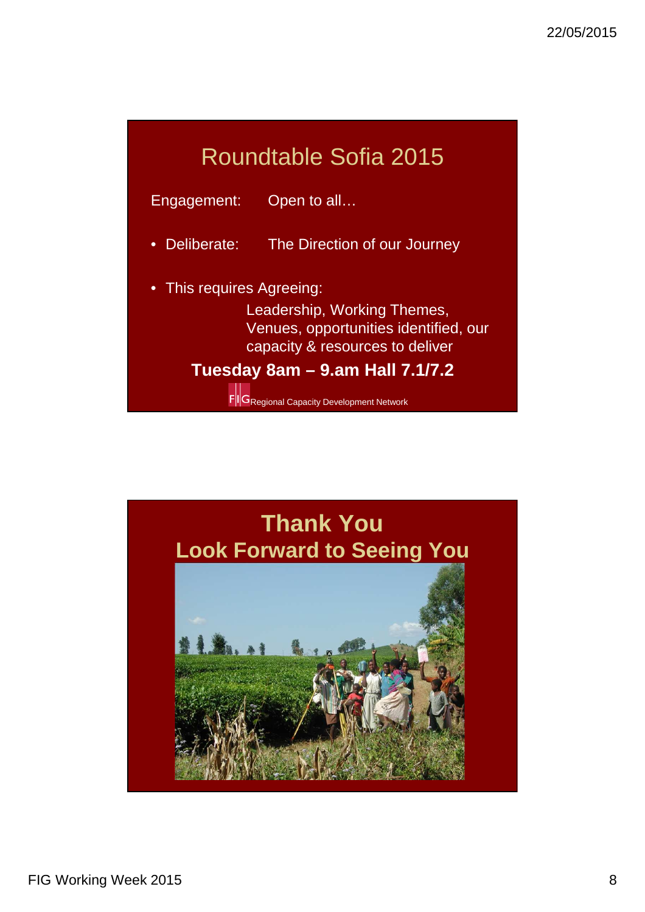## Roundtable Sofia 2015

Engagement: Open to all…

- Deliberate: The Direction of our Journey
- This requires Agreeing:

  Leadership, Working Themes, Venues, opportunities identified, our capacity & resources to deliver

**Tuesday 8am – 9.am Hall 7.1/7.2**

FIG Regional Capacity Development Network

## Thank You
## Look Forward to Seeing You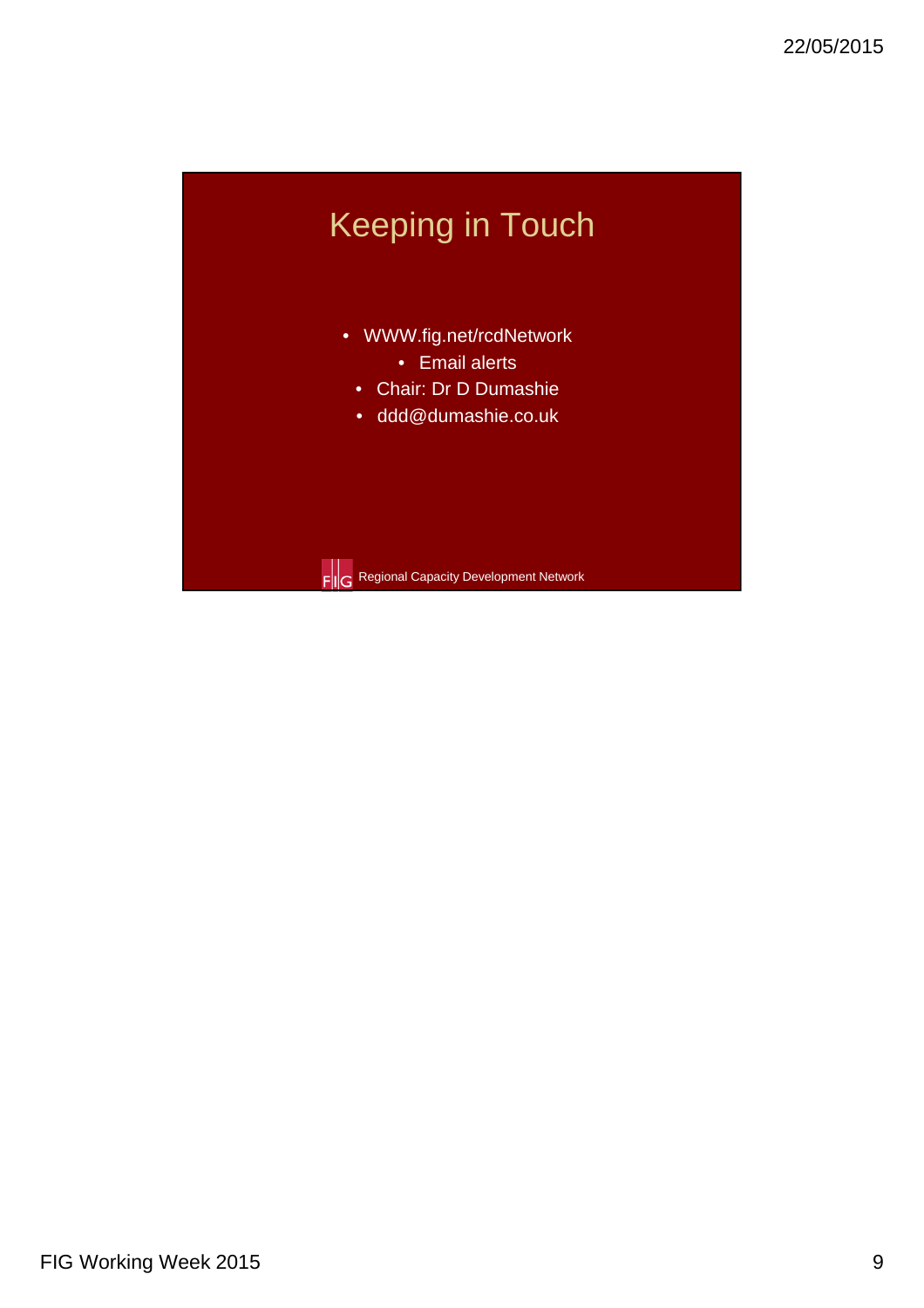# Keeping in Touch

- WWW.fig.net/rcdNetwork
  - Email alerts
- Chair: Dr D Dumashie
- ddd@dumashie.co.uk

FIG Regional Capacity Development Network